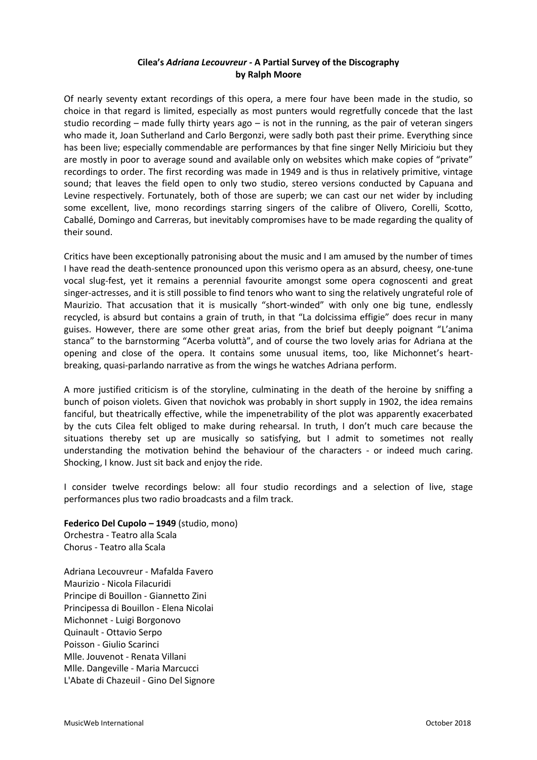**Cilea's *Adriana Lecouvreur* - A Partial Survey of the Discography**
**by Ralph Moore**

Of nearly seventy extant recordings of this opera, a mere four have been made in the studio, so choice in that regard is limited, especially as most punters would regretfully concede that the last studio recording – made fully thirty years ago – is not in the running, as the pair of veteran singers who made it, Joan Sutherland and Carlo Bergonzi, were sadly both past their prime. Everything since has been live; especially commendable are performances by that fine singer Nelly Miricioiu but they are mostly in poor to average sound and available only on websites which make copies of "private" recordings to order. The first recording was made in 1949 and is thus in relatively primitive, vintage sound; that leaves the field open to only two studio, stereo versions conducted by Capuana and Levine respectively. Fortunately, both of those are superb; we can cast our net wider by including some excellent, live, mono recordings starring singers of the calibre of Olivero, Corelli, Scotto, Caballé, Domingo and Carreras, but inevitably compromises have to be made regarding the quality of their sound.

Critics have been exceptionally patronising about the music and I am amused by the number of times I have read the death-sentence pronounced upon this verismo opera as an absurd, cheesy, one-tune vocal slug-fest, yet it remains a perennial favourite amongst some opera cognoscenti and great singer-actresses, and it is still possible to find tenors who want to sing the relatively ungrateful role of Maurizio. That accusation that it is musically "short-winded" with only one big tune, endlessly recycled, is absurd but contains a grain of truth, in that "La dolcissima effigie" does recur in many guises. However, there are some other great arias, from the brief but deeply poignant "L'anima stanca" to the barnstorming "Acerba voluttà", and of course the two lovely arias for Adriana at the opening and close of the opera. It contains some unusual items, too, like Michonnet's heart-breaking, quasi-parlando narrative as from the wings he watches Adriana perform.

A more justified criticism is of the storyline, culminating in the death of the heroine by sniffing a bunch of poison violets. Given that novichok was probably in short supply in 1902, the idea remains fanciful, but theatrically effective, while the impenetrability of the plot was apparently exacerbated by the cuts Cilea felt obliged to make during rehearsal. In truth, I don't much care because the situations thereby set up are musically so satisfying, but I admit to sometimes not really understanding the motivation behind the behaviour of the characters - or indeed much caring. Shocking, I know. Just sit back and enjoy the ride.

I consider twelve recordings below: all four studio recordings and a selection of live, stage performances plus two radio broadcasts and a film track.

**Federico Del Cupolo – 1949** (studio, mono)
Orchestra - Teatro alla Scala
Chorus - Teatro alla Scala

Adriana Lecouvreur - Mafalda Favero
Maurizio - Nicola Filacuridi
Principe di Bouillon - Giannetto Zini
Principessa di Bouillon - Elena Nicolai
Michonnet - Luigi Borgonovo
Quinault - Ottavio Serpo
Poisson - Giulio Scarinci
Mlle. Jouvenot - Renata Villani
Mlle. Dangeville - Maria Marcucci
L'Abate di Chazeuil - Gino Del Signore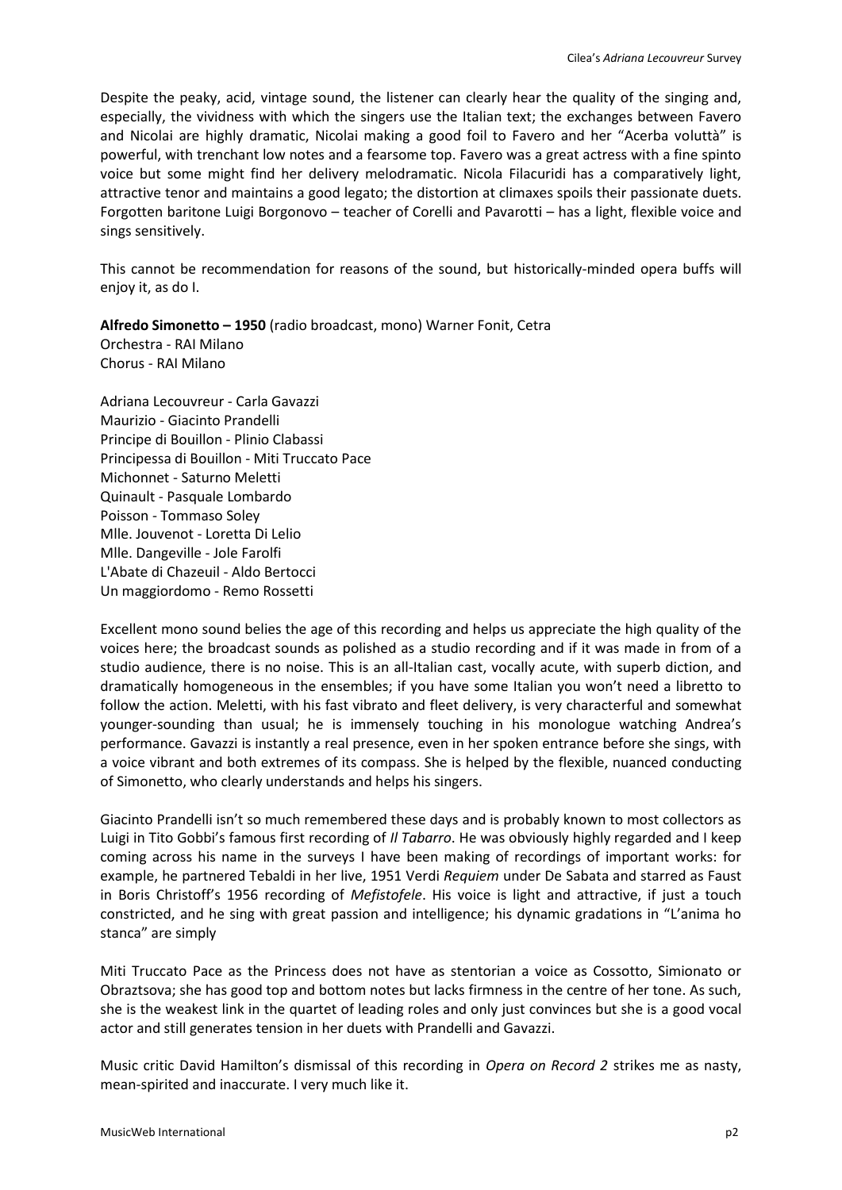Despite the peaky, acid, vintage sound, the listener can clearly hear the quality of the singing and, especially, the vividness with which the singers use the Italian text; the exchanges between Favero and Nicolai are highly dramatic, Nicolai making a good foil to Favero and her "Acerba voluttà" is powerful, with trenchant low notes and a fearsome top. Favero was a great actress with a fine spinto voice but some might find her delivery melodramatic. Nicola Filacuridi has a comparatively light, attractive tenor and maintains a good legato; the distortion at climaxes spoils their passionate duets. Forgotten baritone Luigi Borgonovo – teacher of Corelli and Pavarotti – has a light, flexible voice and sings sensitively.

This cannot be recommendation for reasons of the sound, but historically-minded opera buffs will enjoy it, as do I.

**Alfredo Simonetto – 1950** (radio broadcast, mono) Warner Fonit, Cetra
Orchestra - RAI Milano
Chorus - RAI Milano

Adriana Lecouvreur - Carla Gavazzi
Maurizio - Giacinto Prandelli
Principe di Bouillon - Plinio Clabassi
Principessa di Bouillon - Miti Truccato Pace
Michonnet - Saturno Meletti
Quinault - Pasquale Lombardo
Poisson - Tommaso Soley
Mlle. Jouvenot - Loretta Di Lelio
Mlle. Dangeville - Jole Farolfi
L'Abate di Chazeuil - Aldo Bertocci
Un maggiordomo - Remo Rossetti

Excellent mono sound belies the age of this recording and helps us appreciate the high quality of the voices here; the broadcast sounds as polished as a studio recording and if it was made in from of a studio audience, there is no noise. This is an all-Italian cast, vocally acute, with superb diction, and dramatically homogeneous in the ensembles; if you have some Italian you won't need a libretto to follow the action. Meletti, with his fast vibrato and fleet delivery, is very characterful and somewhat younger-sounding than usual; he is immensely touching in his monologue watching Andrea's performance. Gavazzi is instantly a real presence, even in her spoken entrance before she sings, with a voice vibrant and both extremes of its compass. She is helped by the flexible, nuanced conducting of Simonetto, who clearly understands and helps his singers.

Giacinto Prandelli isn't so much remembered these days and is probably known to most collectors as Luigi in Tito Gobbi's famous first recording of *Il Tabarro*. He was obviously highly regarded and I keep coming across his name in the surveys I have been making of recordings of important works: for example, he partnered Tebaldi in her live, 1951 Verdi *Requiem* under De Sabata and starred as Faust in Boris Christoff's 1956 recording of *Mefistofele*. His voice is light and attractive, if just a touch constricted, and he sing with great passion and intelligence; his dynamic gradations in "L'anima ho stanca" are simply

Miti Truccato Pace as the Princess does not have as stentorian a voice as Cossotto, Simionato or Obraztsova; she has good top and bottom notes but lacks firmness in the centre of her tone. As such, she is the weakest link in the quartet of leading roles and only just convinces but she is a good vocal actor and still generates tension in her duets with Prandelli and Gavazzi.

Music critic David Hamilton's dismissal of this recording in *Opera on Record 2* strikes me as nasty, mean-spirited and inaccurate. I very much like it.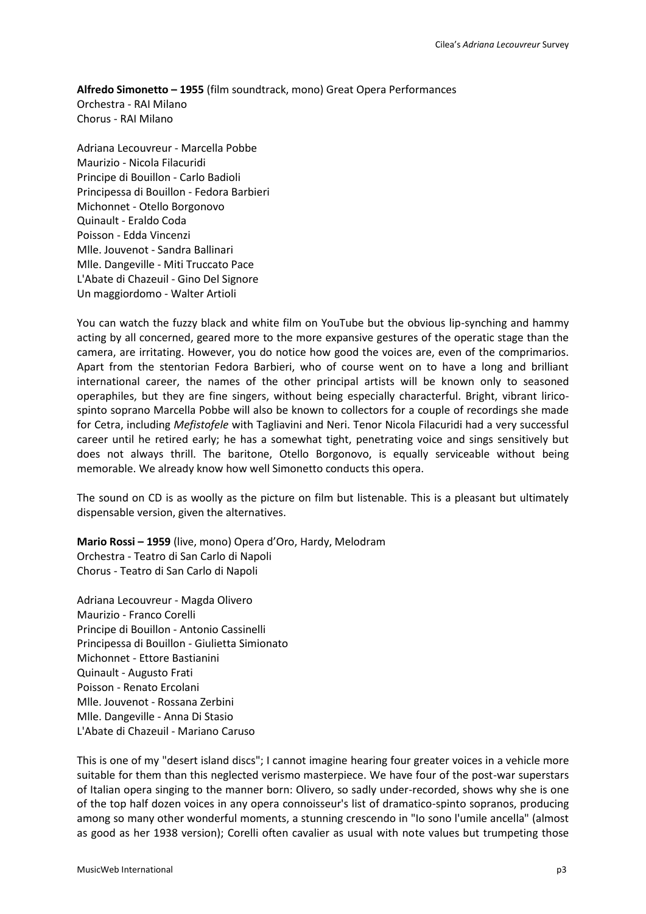**Alfredo Simonetto – 1955** (film soundtrack, mono) Great Opera Performances
Orchestra - RAI Milano
Chorus - RAI Milano

Adriana Lecouvreur - Marcella Pobbe
Maurizio - Nicola Filacuridi
Principe di Bouillon - Carlo Badioli
Principessa di Bouillon - Fedora Barbieri
Michonnet - Otello Borgonovo
Quinault - Eraldo Coda
Poisson - Edda Vincenzi
Mlle. Jouvenot - Sandra Ballinari
Mlle. Dangeville - Miti Truccato Pace
L'Abate di Chazeuil - Gino Del Signore
Un maggiordomo - Walter Artioli

You can watch the fuzzy black and white film on YouTube but the obvious lip-synching and hammy acting by all concerned, geared more to the more expansive gestures of the operatic stage than the camera, are irritating. However, you do notice how good the voices are, even of the comprimarios. Apart from the stentorian Fedora Barbieri, who of course went on to have a long and brilliant international career, the names of the other principal artists will be known only to seasoned operaphiles, but they are fine singers, without being especially characterful. Bright, vibrant lirico-spinto soprano Marcella Pobbe will also be known to collectors for a couple of recordings she made for Cetra, including *Mefistofele* with Tagliavini and Neri. Tenor Nicola Filacuridi had a very successful career until he retired early; he has a somewhat tight, penetrating voice and sings sensitively but does not always thrill. The baritone, Otello Borgonovo, is equally serviceable without being memorable. We already know how well Simonetto conducts this opera.

The sound on CD is as woolly as the picture on film but listenable. This is a pleasant but ultimately dispensable version, given the alternatives.

**Mario Rossi – 1959** (live, mono) Opera d'Oro, Hardy, Melodram
Orchestra - Teatro di San Carlo di Napoli
Chorus - Teatro di San Carlo di Napoli

Adriana Lecouvreur - Magda Olivero
Maurizio - Franco Corelli
Principe di Bouillon - Antonio Cassinelli
Principessa di Bouillon - Giulietta Simionato
Michonnet - Ettore Bastianini
Quinault - Augusto Frati
Poisson - Renato Ercolani
Mlle. Jouvenot - Rossana Zerbini
Mlle. Dangeville - Anna Di Stasio
L'Abate di Chazeuil - Mariano Caruso

This is one of my "desert island discs"; I cannot imagine hearing four greater voices in a vehicle more suitable for them than this neglected verismo masterpiece. We have four of the post-war superstars of Italian opera singing to the manner born: Olivero, so sadly under-recorded, shows why she is one of the top half dozen voices in any opera connoisseur's list of dramatico-spinto sopranos, producing among so many other wonderful moments, a stunning crescendo in "Io sono l'umile ancella" (almost as good as her 1938 version); Corelli often cavalier as usual with note values but trumpeting those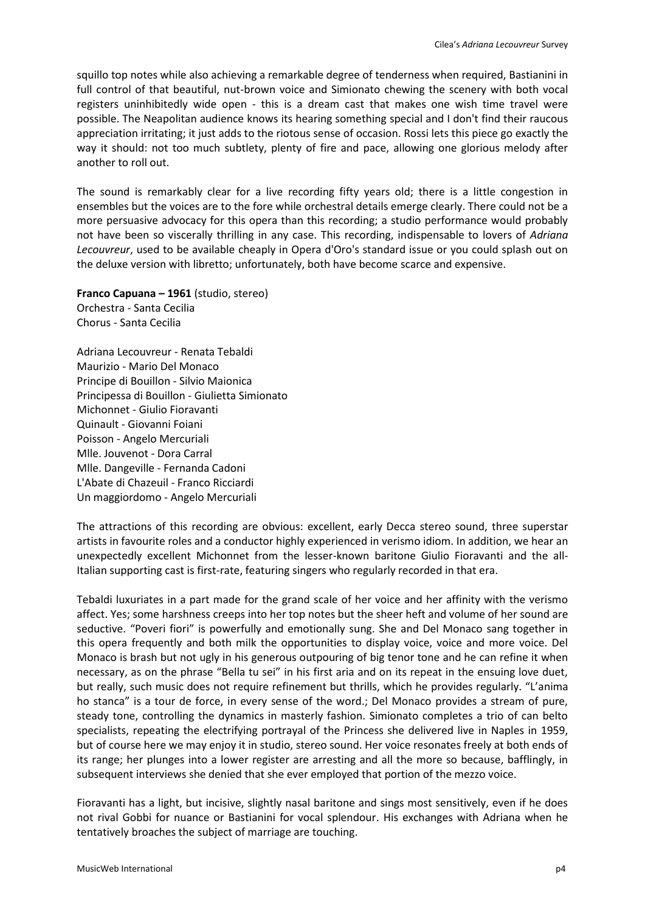squillo top notes while also achieving a remarkable degree of tenderness when required, Bastianini in full control of that beautiful, nut-brown voice and Simionato chewing the scenery with both vocal registers uninhibitedly wide open - this is a dream cast that makes one wish time travel were possible. The Neapolitan audience knows its hearing something special and I don't find their raucous appreciation irritating; it just adds to the riotous sense of occasion. Rossi lets this piece go exactly the way it should: not too much subtlety, plenty of fire and pace, allowing one glorious melody after another to roll out.

The sound is remarkably clear for a live recording fifty years old; there is a little congestion in ensembles but the voices are to the fore while orchestral details emerge clearly. There could not be a more persuasive advocacy for this opera than this recording; a studio performance would probably not have been so viscerally thrilling in any case. This recording, indispensable to lovers of *Adriana Lecouvreur*, used to be available cheaply in Opera d'Oro's standard issue or you could splash out on the deluxe version with libretto; unfortunately, both have become scarce and expensive.

**Franco Capuana – 1961** (studio, stereo)
Orchestra - Santa Cecilia
Chorus - Santa Cecilia

Adriana Lecouvreur - Renata Tebaldi
Maurizio - Mario Del Monaco
Principe di Bouillon - Silvio Maionica
Principessa di Bouillon - Giulietta Simionato
Michonnet - Giulio Fioravanti
Quinault - Giovanni Foiani
Poisson - Angelo Mercuriali
Mlle. Jouvenot - Dora Carral
Mlle. Dangeville - Fernanda Cadoni
L'Abate di Chazeuil - Franco Ricciardi
Un maggiordomo - Angelo Mercuriali

The attractions of this recording are obvious: excellent, early Decca stereo sound, three superstar artists in favourite roles and a conductor highly experienced in verismo idiom. In addition, we hear an unexpectedly excellent Michonnet from the lesser-known baritone Giulio Fioravanti and the all-Italian supporting cast is first-rate, featuring singers who regularly recorded in that era.

Tebaldi luxuriates in a part made for the grand scale of her voice and her affinity with the verismo affect. Yes; some harshness creeps into her top notes but the sheer heft and volume of her sound are seductive. "Poveri fiori" is powerfully and emotionally sung. She and Del Monaco sang together in this opera frequently and both milk the opportunities to display voice, voice and more voice. Del Monaco is brash but not ugly in his generous outpouring of big tenor tone and he can refine it when necessary, as on the phrase "Bella tu sei" in his first aria and on its repeat in the ensuing love duet, but really, such music does not require refinement but thrills, which he provides regularly. "L'anima ho stanca" is a tour de force, in every sense of the word.; Del Monaco provides a stream of pure, steady tone, controlling the dynamics in masterly fashion. Simionato completes a trio of can belto specialists, repeating the electrifying portrayal of the Princess she delivered live in Naples in 1959, but of course here we may enjoy it in studio, stereo sound. Her voice resonates freely at both ends of its range; her plunges into a lower register are arresting and all the more so because, bafflingly, in subsequent interviews she denied that she ever employed that portion of the mezzo voice.

Fioravanti has a light, but incisive, slightly nasal baritone and sings most sensitively, even if he does not rival Gobbi for nuance or Bastianini for vocal splendour. His exchanges with Adriana when he tentatively broaches the subject of marriage are touching.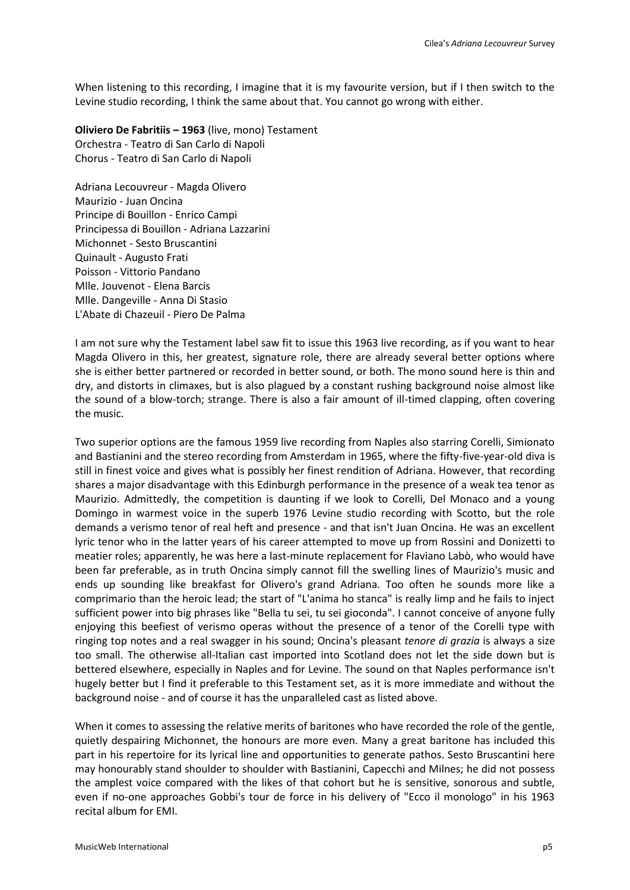When listening to this recording, I imagine that it is my favourite version, but if I then switch to the Levine studio recording, I think the same about that. You cannot go wrong with either.

**Oliviero De Fabritiis – 1963** (live, mono) Testament
Orchestra - Teatro di San Carlo di Napoli
Chorus - Teatro di San Carlo di Napoli

Adriana Lecouvreur - Magda Olivero
Maurizio - Juan Oncina
Principe di Bouillon - Enrico Campi
Principessa di Bouillon - Adriana Lazzarini
Michonnet - Sesto Bruscantini
Quinault - Augusto Frati
Poisson - Vittorio Pandano
Mlle. Jouvenot - Elena Barcis
Mlle. Dangeville - Anna Di Stasio
L'Abate di Chazeuil - Piero De Palma

I am not sure why the Testament label saw fit to issue this 1963 live recording, as if you want to hear Magda Olivero in this, her greatest, signature role, there are already several better options where she is either better partnered or recorded in better sound, or both. The mono sound here is thin and dry, and distorts in climaxes, but is also plagued by a constant rushing background noise almost like the sound of a blow-torch; strange. There is also a fair amount of ill-timed clapping, often covering the music.

Two superior options are the famous 1959 live recording from Naples also starring Corelli, Simionato and Bastianini and the stereo recording from Amsterdam in 1965, where the fifty-five-year-old diva is still in finest voice and gives what is possibly her finest rendition of Adriana. However, that recording shares a major disadvantage with this Edinburgh performance in the presence of a weak tea tenor as Maurizio. Admittedly, the competition is daunting if we look to Corelli, Del Monaco and a young Domingo in warmest voice in the superb 1976 Levine studio recording with Scotto, but the role demands a verismo tenor of real heft and presence - and that isn't Juan Oncina. He was an excellent lyric tenor who in the latter years of his career attempted to move up from Rossini and Donizetti to meatier roles; apparently, he was here a last-minute replacement for Flaviano Labò, who would have been far preferable, as in truth Oncina simply cannot fill the swelling lines of Maurizio's music and ends up sounding like breakfast for Olivero's grand Adriana. Too often he sounds more like a comprimario than the heroic lead; the start of "L'anima ho stanca" is really limp and he fails to inject sufficient power into big phrases like "Bella tu sei, tu sei gioconda". I cannot conceive of anyone fully enjoying this beefiest of verismo operas without the presence of a tenor of the Corelli type with ringing top notes and a real swagger in his sound; Oncina's pleasant *tenore di grazia* is always a size too small. The otherwise all-Italian cast imported into Scotland does not let the side down but is bettered elsewhere, especially in Naples and for Levine. The sound on that Naples performance isn't hugely better but I find it preferable to this Testament set, as it is more immediate and without the background noise - and of course it has the unparalleled cast as listed above.

When it comes to assessing the relative merits of baritones who have recorded the role of the gentle, quietly despairing Michonnet, the honours are more even. Many a great baritone has included this part in his repertoire for its lyrical line and opportunities to generate pathos. Sesto Bruscantini here may honourably stand shoulder to shoulder with Bastianini, Capecchi and Milnes; he did not possess the amplest voice compared with the likes of that cohort but he is sensitive, sonorous and subtle, even if no-one approaches Gobbi's tour de force in his delivery of "Ecco il monologo" in his 1963 recital album for EMI.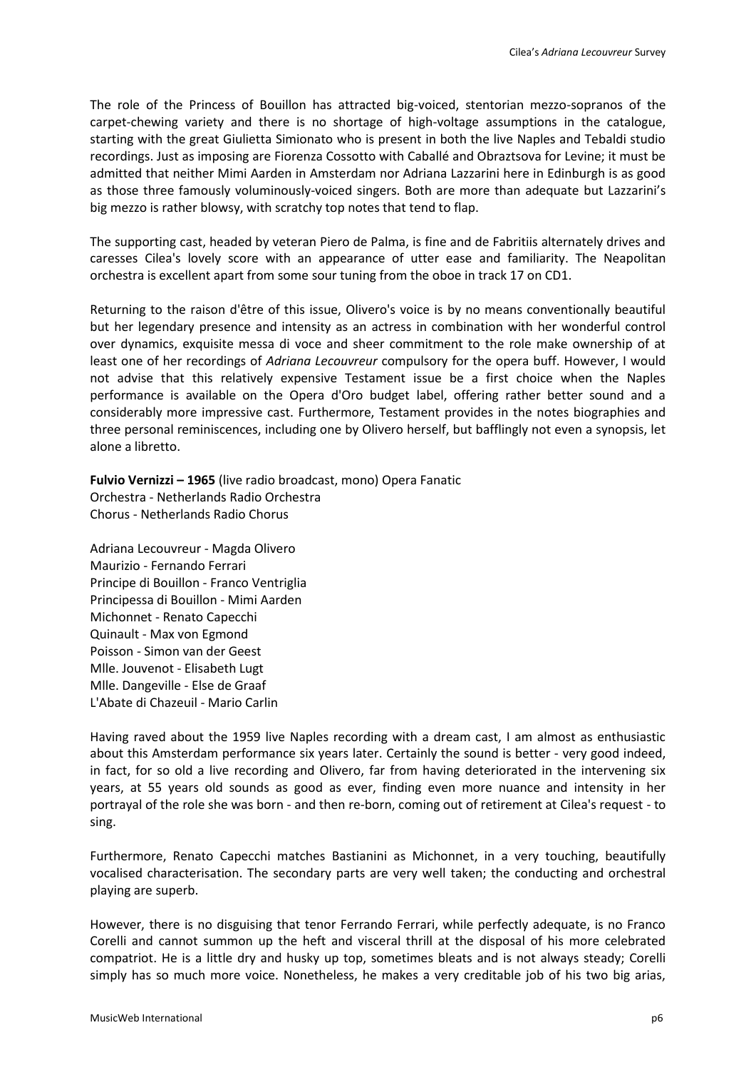The role of the Princess of Bouillon has attracted big-voiced, stentorian mezzo-sopranos of the carpet-chewing variety and there is no shortage of high-voltage assumptions in the catalogue, starting with the great Giulietta Simionato who is present in both the live Naples and Tebaldi studio recordings. Just as imposing are Fiorenza Cossotto with Caballé and Obraztsova for Levine; it must be admitted that neither Mimi Aarden in Amsterdam nor Adriana Lazzarini here in Edinburgh is as good as those three famously voluminously-voiced singers. Both are more than adequate but Lazzarini's big mezzo is rather blowsy, with scratchy top notes that tend to flap.

The supporting cast, headed by veteran Piero de Palma, is fine and de Fabritiis alternately drives and caresses Cilea's lovely score with an appearance of utter ease and familiarity. The Neapolitan orchestra is excellent apart from some sour tuning from the oboe in track 17 on CD1.

Returning to the raison d'être of this issue, Olivero's voice is by no means conventionally beautiful but her legendary presence and intensity as an actress in combination with her wonderful control over dynamics, exquisite messa di voce and sheer commitment to the role make ownership of at least one of her recordings of *Adriana Lecouvreur* compulsory for the opera buff. However, I would not advise that this relatively expensive Testament issue be a first choice when the Naples performance is available on the Opera d'Oro budget label, offering rather better sound and a considerably more impressive cast. Furthermore, Testament provides in the notes biographies and three personal reminiscences, including one by Olivero herself, but bafflingly not even a synopsis, let alone a libretto.

**Fulvio Vernizzi – 1965** (live radio broadcast, mono) Opera Fanatic
Orchestra - Netherlands Radio Orchestra
Chorus - Netherlands Radio Chorus

Adriana Lecouvreur - Magda Olivero
Maurizio - Fernando Ferrari
Principe di Bouillon - Franco Ventriglia
Principessa di Bouillon - Mimi Aarden
Michonnet - Renato Capecchi
Quinault - Max von Egmond
Poisson - Simon van der Geest
Mlle. Jouvenot - Elisabeth Lugt
Mlle. Dangeville - Else de Graaf
L'Abate di Chazeuil - Mario Carlin

Having raved about the 1959 live Naples recording with a dream cast, I am almost as enthusiastic about this Amsterdam performance six years later. Certainly the sound is better - very good indeed, in fact, for so old a live recording and Olivero, far from having deteriorated in the intervening six years, at 55 years old sounds as good as ever, finding even more nuance and intensity in her portrayal of the role she was born - and then re-born, coming out of retirement at Cilea's request - to sing.

Furthermore, Renato Capecchi matches Bastianini as Michonnet, in a very touching, beautifully vocalised characterisation. The secondary parts are very well taken; the conducting and orchestral playing are superb.

However, there is no disguising that tenor Ferrando Ferrari, while perfectly adequate, is no Franco Corelli and cannot summon up the heft and visceral thrill at the disposal of his more celebrated compatriot. He is a little dry and husky up top, sometimes bleats and is not always steady; Corelli simply has so much more voice. Nonetheless, he makes a very creditable job of his two big arias,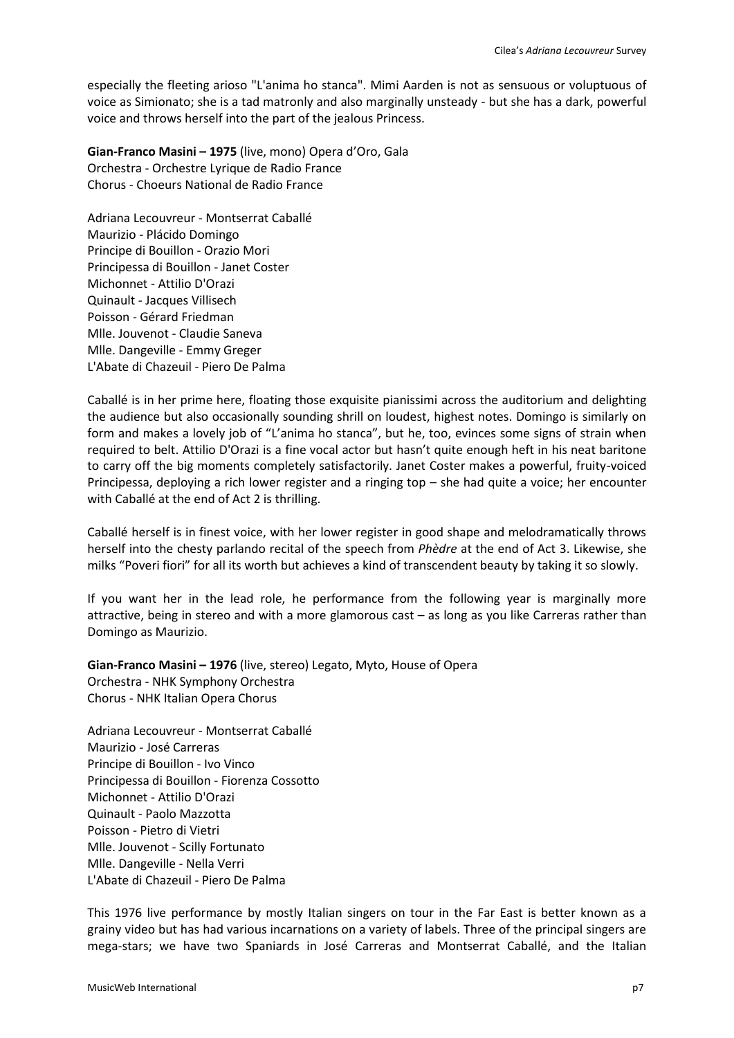especially the fleeting arioso "L'anima ho stanca". Mimi Aarden is not as sensuous or voluptuous of voice as Simionato; she is a tad matronly and also marginally unsteady - but she has a dark, powerful voice and throws herself into the part of the jealous Princess.

**Gian-Franco Masini – 1975** (live, mono) Opera d'Oro, Gala
Orchestra - Orchestre Lyrique de Radio France
Chorus - Choeurs National de Radio France

Adriana Lecouvreur - Montserrat Caballé
Maurizio - Plácido Domingo
Principe di Bouillon - Orazio Mori
Principessa di Bouillon - Janet Coster
Michonnet - Attilio D'Orazi
Quinault - Jacques Villisech
Poisson - Gérard Friedman
Mlle. Jouvenot - Claudie Saneva
Mlle. Dangeville - Emmy Greger
L'Abate di Chazeuil - Piero De Palma

Caballé is in her prime here, floating those exquisite pianissimi across the auditorium and delighting the audience but also occasionally sounding shrill on loudest, highest notes. Domingo is similarly on form and makes a lovely job of "L'anima ho stanca", but he, too, evinces some signs of strain when required to belt. Attilio D'Orazi is a fine vocal actor but hasn't quite enough heft in his neat baritone to carry off the big moments completely satisfactorily. Janet Coster makes a powerful, fruity-voiced Principessa, deploying a rich lower register and a ringing top – she had quite a voice; her encounter with Caballé at the end of Act 2 is thrilling.

Caballé herself is in finest voice, with her lower register in good shape and melodramatically throws herself into the chesty parlando recital of the speech from *Phèdre* at the end of Act 3. Likewise, she milks "Poveri fiori" for all its worth but achieves a kind of transcendent beauty by taking it so slowly.

If you want her in the lead role, he performance from the following year is marginally more attractive, being in stereo and with a more glamorous cast – as long as you like Carreras rather than Domingo as Maurizio.

**Gian-Franco Masini – 1976** (live, stereo) Legato, Myto, House of Opera
Orchestra - NHK Symphony Orchestra
Chorus - NHK Italian Opera Chorus

Adriana Lecouvreur - Montserrat Caballé
Maurizio - José Carreras
Principe di Bouillon - Ivo Vinco
Principessa di Bouillon - Fiorenza Cossotto
Michonnet - Attilio D'Orazi
Quinault - Paolo Mazzotta
Poisson - Pietro di Vietri
Mlle. Jouvenot - Scilly Fortunato
Mlle. Dangeville - Nella Verri
L'Abate di Chazeuil - Piero De Palma

This 1976 live performance by mostly Italian singers on tour in the Far East is better known as a grainy video but has had various incarnations on a variety of labels. Three of the principal singers are mega-stars; we have two Spaniards in José Carreras and Montserrat Caballé, and the Italian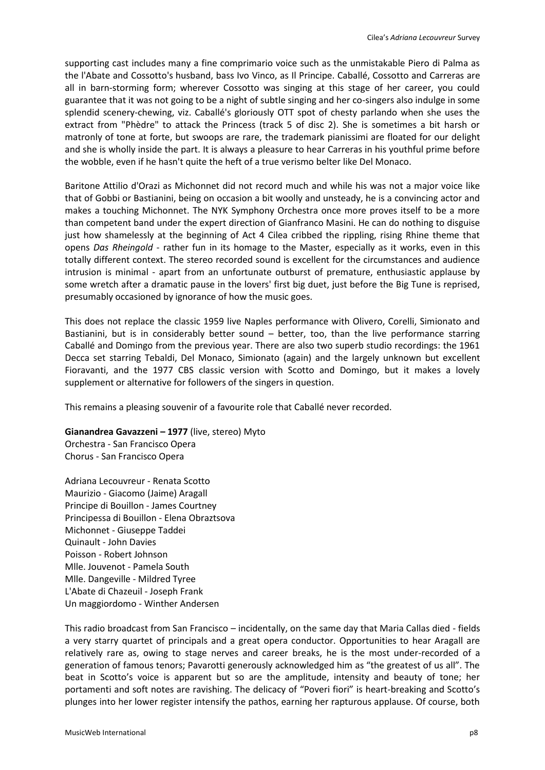supporting cast includes many a fine comprimario voice such as the unmistakable Piero di Palma as the l'Abate and Cossotto's husband, bass Ivo Vinco, as Il Principe. Caballé, Cossotto and Carreras are all in barn-storming form; wherever Cossotto was singing at this stage of her career, you could guarantee that it was not going to be a night of subtle singing and her co-singers also indulge in some splendid scenery-chewing, viz. Caballé's gloriously OTT spot of chesty parlando when she uses the extract from "Phèdre" to attack the Princess (track 5 of disc 2). She is sometimes a bit harsh or matronly of tone at forte, but swoops are rare, the trademark pianissimi are floated for our delight and she is wholly inside the part. It is always a pleasure to hear Carreras in his youthful prime before the wobble, even if he hasn't quite the heft of a true verismo belter like Del Monaco.

Baritone Attilio d'Orazi as Michonnet did not record much and while his was not a major voice like that of Gobbi or Bastianini, being on occasion a bit woolly and unsteady, he is a convincing actor and makes a touching Michonnet. The NYK Symphony Orchestra once more proves itself to be a more than competent band under the expert direction of Gianfranco Masini. He can do nothing to disguise just how shamelessly at the beginning of Act 4 Cilea cribbed the rippling, rising Rhine theme that opens *Das Rheingold* - rather fun in its homage to the Master, especially as it works, even in this totally different context. The stereo recorded sound is excellent for the circumstances and audience intrusion is minimal - apart from an unfortunate outburst of premature, enthusiastic applause by some wretch after a dramatic pause in the lovers' first big duet, just before the Big Tune is reprised, presumably occasioned by ignorance of how the music goes.

This does not replace the classic 1959 live Naples performance with Olivero, Corelli, Simionato and Bastianini, but is in considerably better sound – better, too, than the live performance starring Caballé and Domingo from the previous year. There are also two superb studio recordings: the 1961 Decca set starring Tebaldi, Del Monaco, Simionato (again) and the largely unknown but excellent Fioravanti, and the 1977 CBS classic version with Scotto and Domingo, but it makes a lovely supplement or alternative for followers of the singers in question.

This remains a pleasing souvenir of a favourite role that Caballé never recorded.

**Gianandrea Gavazzeni – 1977** (live, stereo) Myto
Orchestra - San Francisco Opera
Chorus - San Francisco Opera

Adriana Lecouvreur - Renata Scotto
Maurizio - Giacomo (Jaime) Aragall
Principe di Bouillon - James Courtney
Principessa di Bouillon - Elena Obraztsova
Michonnet - Giuseppe Taddei
Quinault - John Davies
Poisson - Robert Johnson
Mlle. Jouvenot - Pamela South
Mlle. Dangeville - Mildred Tyree
L'Abate di Chazeuil - Joseph Frank
Un maggiordomo - Winther Andersen

This radio broadcast from San Francisco – incidentally, on the same day that Maria Callas died - fields a very starry quartet of principals and a great opera conductor. Opportunities to hear Aragall are relatively rare as, owing to stage nerves and career breaks, he is the most under-recorded of a generation of famous tenors; Pavarotti generously acknowledged him as "the greatest of us all". The beat in Scotto's voice is apparent but so are the amplitude, intensity and beauty of tone; her portamenti and soft notes are ravishing. The delicacy of "Poveri fiori" is heart-breaking and Scotto's plunges into her lower register intensify the pathos, earning her rapturous applause. Of course, both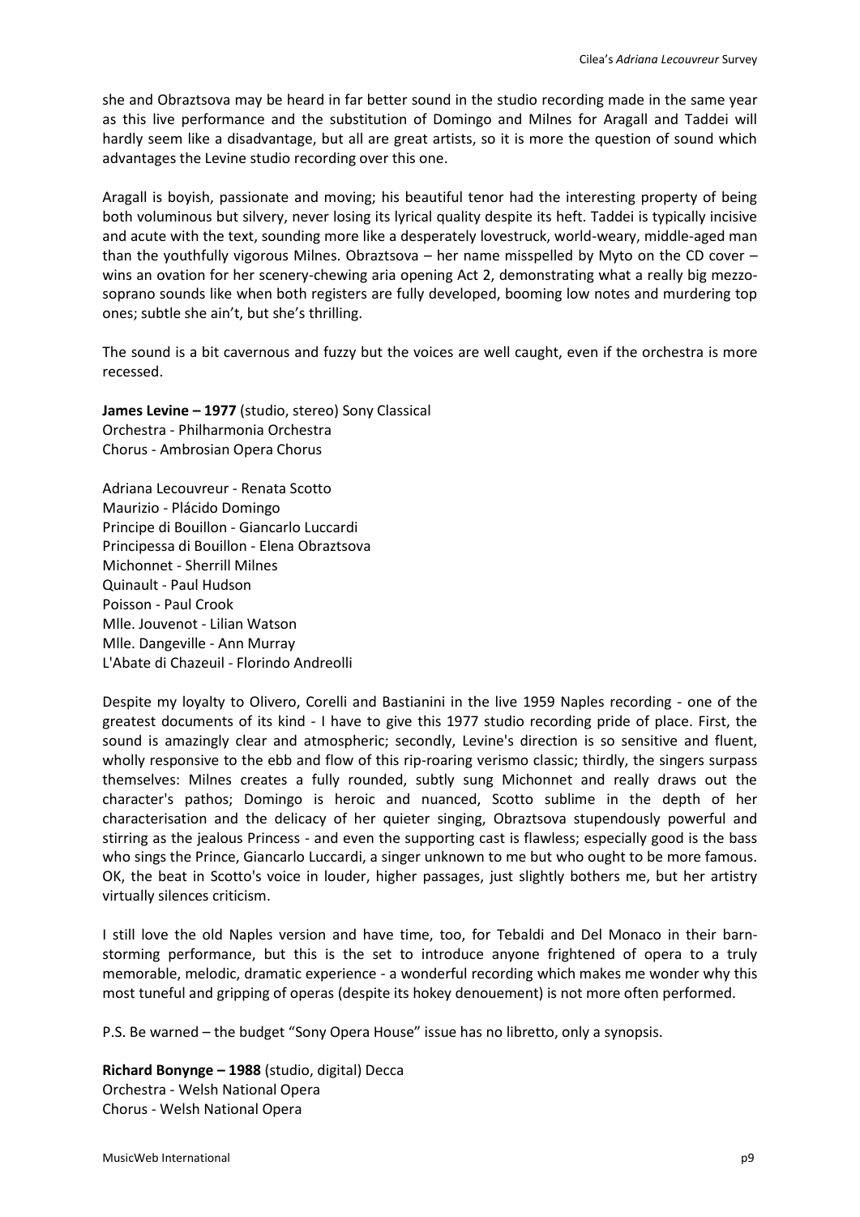she and Obraztsova may be heard in far better sound in the studio recording made in the same year as this live performance and the substitution of Domingo and Milnes for Aragall and Taddei will hardly seem like a disadvantage, but all are great artists, so it is more the question of sound which advantages the Levine studio recording over this one.

Aragall is boyish, passionate and moving; his beautiful tenor had the interesting property of being both voluminous but silvery, never losing its lyrical quality despite its heft. Taddei is typically incisive and acute with the text, sounding more like a desperately lovestruck, world-weary, middle-aged man than the youthfully vigorous Milnes. Obraztsova – her name misspelled by Myto on the CD cover – wins an ovation for her scenery-chewing aria opening Act 2, demonstrating what a really big mezzo-soprano sounds like when both registers are fully developed, booming low notes and murdering top ones; subtle she ain't, but she's thrilling.

The sound is a bit cavernous and fuzzy but the voices are well caught, even if the orchestra is more recessed.

**James Levine – 1977** (studio, stereo) Sony Classical
Orchestra - Philharmonia Orchestra
Chorus - Ambrosian Opera Chorus

Adriana Lecouvreur - Renata Scotto
Maurizio - Plácido Domingo
Principe di Bouillon - Giancarlo Luccardi
Principessa di Bouillon - Elena Obraztsova
Michonnet - Sherrill Milnes
Quinault - Paul Hudson
Poisson - Paul Crook
Mlle. Jouvenot - Lilian Watson
Mlle. Dangeville - Ann Murray
L'Abate di Chazeuil - Florindo Andreolli

Despite my loyalty to Olivero, Corelli and Bastianini in the live 1959 Naples recording - one of the greatest documents of its kind - I have to give this 1977 studio recording pride of place. First, the sound is amazingly clear and atmospheric; secondly, Levine's direction is so sensitive and fluent, wholly responsive to the ebb and flow of this rip-roaring verismo classic; thirdly, the singers surpass themselves: Milnes creates a fully rounded, subtly sung Michonnet and really draws out the character's pathos; Domingo is heroic and nuanced, Scotto sublime in the depth of her characterisation and the delicacy of her quieter singing, Obraztsova stupendously powerful and stirring as the jealous Princess - and even the supporting cast is flawless; especially good is the bass who sings the Prince, Giancarlo Luccardi, a singer unknown to me but who ought to be more famous. OK, the beat in Scotto's voice in louder, higher passages, just slightly bothers me, but her artistry virtually silences criticism.

I still love the old Naples version and have time, too, for Tebaldi and Del Monaco in their barn-storming performance, but this is the set to introduce anyone frightened of opera to a truly memorable, melodic, dramatic experience - a wonderful recording which makes me wonder why this most tuneful and gripping of operas (despite its hokey denouement) is not more often performed.

P.S. Be warned – the budget "Sony Opera House" issue has no libretto, only a synopsis.

**Richard Bonynge – 1988** (studio, digital) Decca
Orchestra - Welsh National Opera
Chorus - Welsh National Opera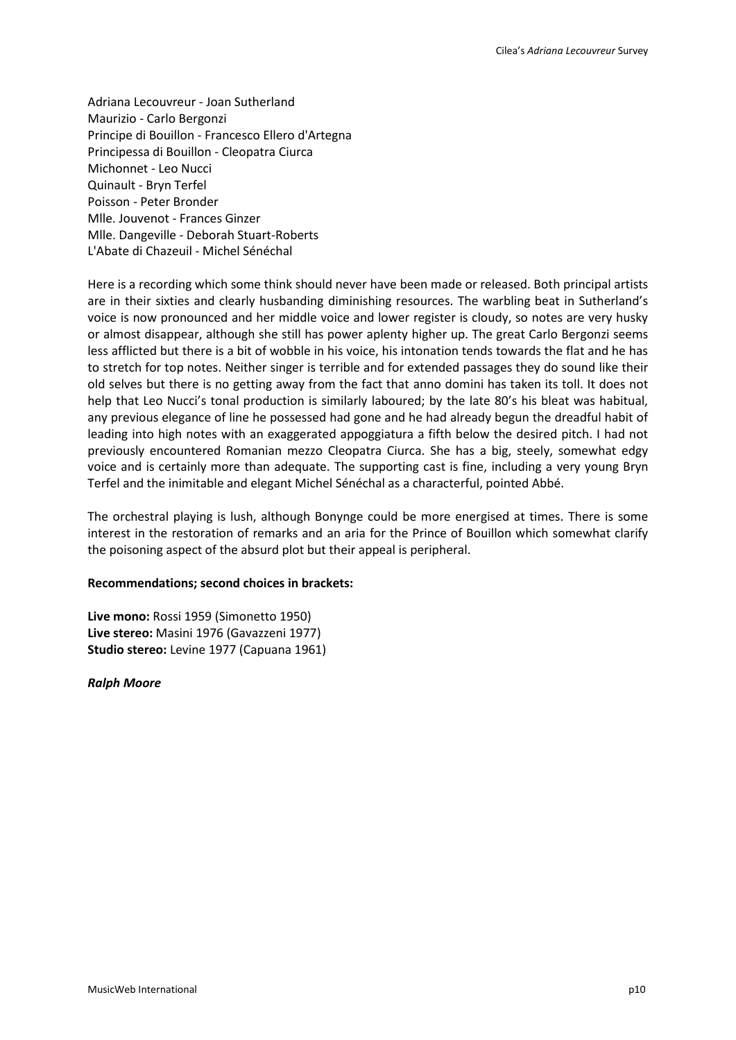Adriana Lecouvreur - Joan Sutherland
Maurizio - Carlo Bergonzi
Principe di Bouillon - Francesco Ellero d'Artegna
Principessa di Bouillon - Cleopatra Ciurca
Michonnet - Leo Nucci
Quinault - Bryn Terfel
Poisson - Peter Bronder
Mlle. Jouvenot - Frances Ginzer
Mlle. Dangeville - Deborah Stuart-Roberts
L'Abate di Chazeuil - Michel Sénéchal

Here is a recording which some think should never have been made or released. Both principal artists are in their sixties and clearly husbanding diminishing resources. The warbling beat in Sutherland's voice is now pronounced and her middle voice and lower register is cloudy, so notes are very husky or almost disappear, although she still has power aplenty higher up. The great Carlo Bergonzi seems less afflicted but there is a bit of wobble in his voice, his intonation tends towards the flat and he has to stretch for top notes. Neither singer is terrible and for extended passages they do sound like their old selves but there is no getting away from the fact that anno domini has taken its toll. It does not help that Leo Nucci's tonal production is similarly laboured; by the late 80's his bleat was habitual, any previous elegance of line he possessed had gone and he had already begun the dreadful habit of leading into high notes with an exaggerated appoggiatura a fifth below the desired pitch. I had not previously encountered Romanian mezzo Cleopatra Ciurca. She has a big, steely, somewhat edgy voice and is certainly more than adequate. The supporting cast is fine, including a very young Bryn Terfel and the inimitable and elegant Michel Sénéchal as a characterful, pointed Abbé.

The orchestral playing is lush, although Bonynge could be more energised at times. There is some interest in the restoration of remarks and an aria for the Prince of Bouillon which somewhat clarify the poisoning aspect of the absurd plot but their appeal is peripheral.

**Recommendations; second choices in brackets:**

**Live mono:** Rossi 1959 (Simonetto 1950)
**Live stereo:** Masini 1976 (Gavazzeni 1977)
**Studio stereo:** Levine 1977 (Capuana 1961)

***Ralph Moore***